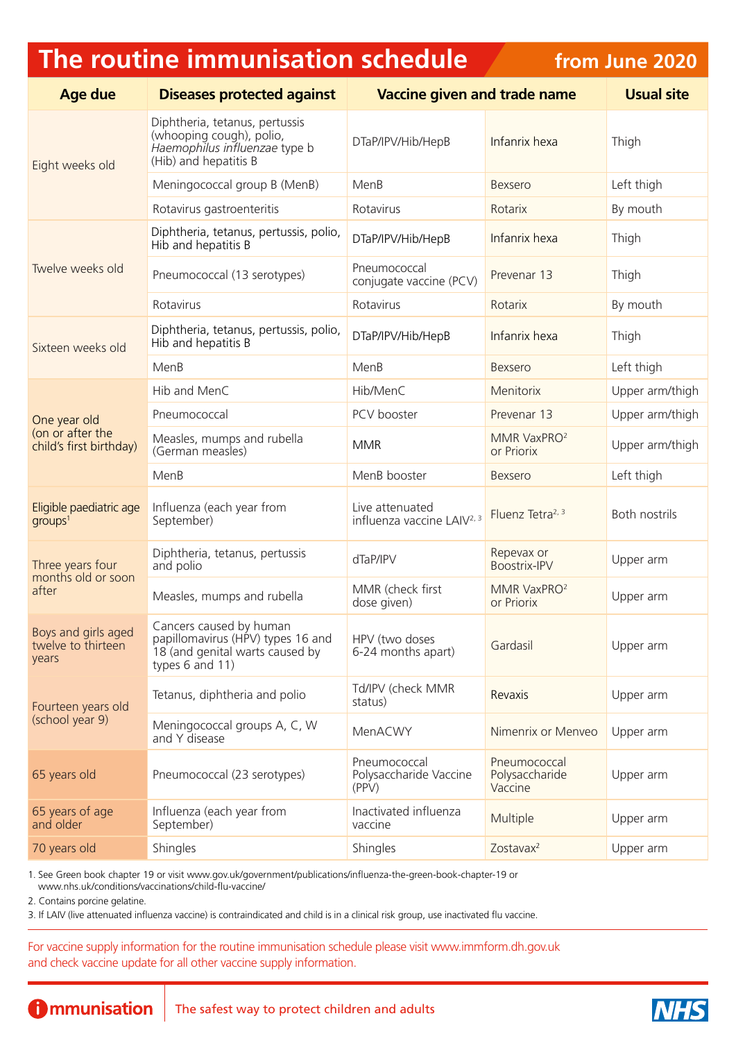# The routine immunisation schedule from June 2020

| Age due | Diseases protected against | Vaccine given | Trade name | Usual site |
|---|---|---|---|---|
| Eight weeks old | Diphtheria, tetanus, pertussis (whooping cough), polio, *Haemophilus influenzae* type b (Hib) and hepatitis B | DTaP/IPV/Hib/HepB | Infanrix hexa | Thigh |
| | Meningococcal group B (MenB) | MenB | Bexsero | Left thigh |
| | Rotavirus gastroenteritis | Rotavirus | Rotarix | By mouth |
| Twelve weeks old | Diphtheria, tetanus, pertussis, polio, Hib and hepatitis B | DTaP/IPV/Hib/HepB | Infanrix hexa | Thigh |
| | Pneumococcal (13 serotypes) | Pneumococcal conjugate vaccine (PCV) | Prevenar 13 | Thigh |
| | Rotavirus | Rotavirus | Rotarix | By mouth |
| Sixteen weeks old | Diphtheria, tetanus, pertussis, polio, Hib and hepatitis B | DTaP/IPV/Hib/HepB | Infanrix hexa | Thigh |
| | MenB | MenB | Bexsero | Left thigh |
| One year old (on or after the child's first birthday) | Hib and MenC | Hib/MenC | Menitorix | Upper arm/thigh |
| | Pneumococcal | PCV booster | Prevenar 13 | Upper arm/thigh |
| | Measles, mumps and rubella (German measles) | MMR | MMR VaxPRO[2] or Priorix | Upper arm/thigh |
| | MenB | MenB booster | Bexsero | Left thigh |
| Eligible paediatric age groups[1] | Influenza (each year from September) | Live attenuated influenza vaccine LAIV[2, 3] | Fluenz Tetra[2, 3] | Both nostrils |
| Three years four months old or soon after | Diphtheria, tetanus, pertussis and polio | dTaP/IPV | Repevax or Boostrix-IPV | Upper arm |
| | Measles, mumps and rubella | MMR (check first dose given) | MMR VaxPRO[2] or Priorix | Upper arm |
| Boys and girls aged twelve to thirteen years | Cancers caused by human papillomavirus (HPV) types 16 and 18 (and genital warts caused by types 6 and 11) | HPV (two doses 6-24 months apart) | Gardasil | Upper arm |
| Fourteen years old (school year 9) | Tetanus, diphtheria and polio | Td/IPV (check MMR status) | Revaxis | Upper arm |
| | Meningococcal groups A, C, W and Y disease | MenACWY | Nimenrix or Menveo | Upper arm |
| 65 years old | Pneumococcal (23 serotypes) | Pneumococcal Polysaccharide Vaccine (PPV) | Pneumococcal Polysaccharide Vaccine | Upper arm |
| 65 years of age and older | Influenza (each year from September) | Inactivated influenza vaccine | Multiple | Upper arm |
| 70 years old | Shingles | Shingles | Zostavax[2] | Upper arm |

1. See Green book chapter 19 or visit www.gov.uk/government/publications/influenza-the-green-book-chapter-19 or www.nhs.uk/conditions/vaccinations/child-flu-vaccine/
2. Contains porcine gelatine.
3. If LAIV (live attenuated influenza vaccine) is contraindicated and child is in a clinical risk group, use inactivated flu vaccine.

For vaccine supply information for the routine immunisation schedule please visit www.immform.dh.gov.uk and check vaccine update for all other vaccine supply information.

immunisation — The safest way to protect children and adults

NHS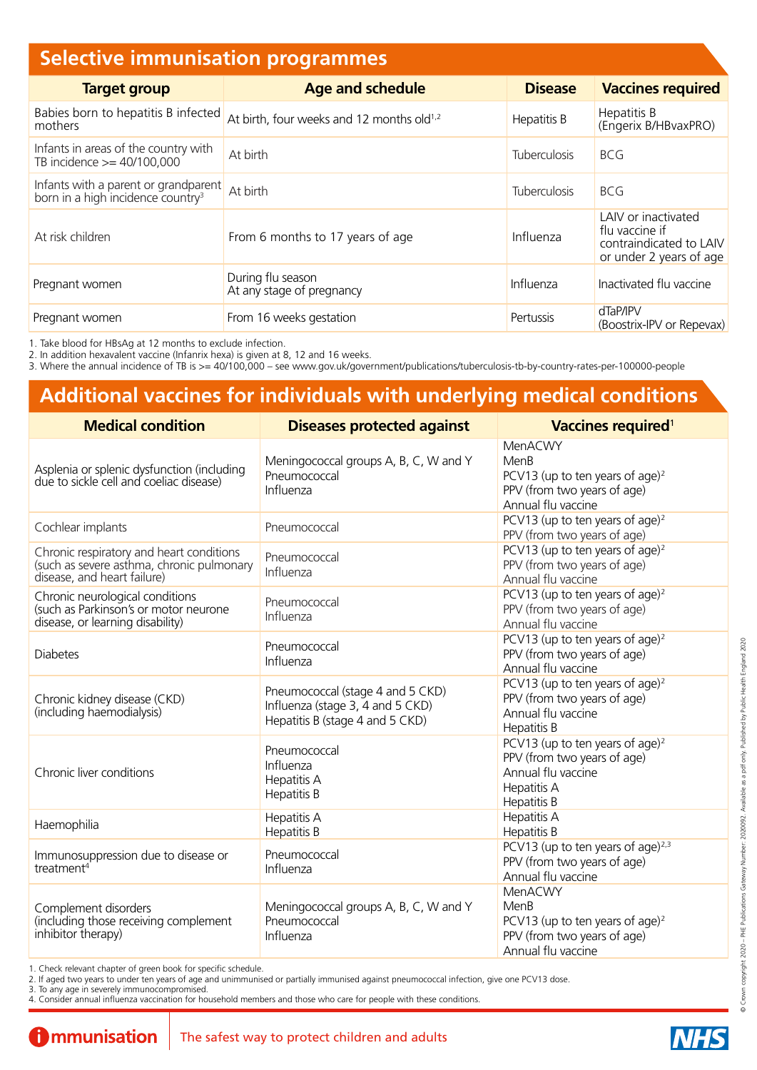## Selective immunisation programmes

| Target group | Age and schedule | Disease | Vaccines required |
|---|---|---|---|
| Babies born to hepatitis B infected mothers | At birth, four weeks and 12 months old[1,2] | Hepatitis B | Hepatitis B (Engerix B/HBvaxPRO) |
| Infants in areas of the country with TB incidence >= 40/100,000 | At birth | Tuberculosis | BCG |
| Infants with a parent or grandparent born in a high incidence country[3] | At birth | Tuberculosis | BCG |
| At risk children | From 6 months to 17 years of age | Influenza | LAIV or inactivated flu vaccine if contraindicated to LAIV or under 2 years of age |
| Pregnant women | During flu season<br>At any stage of pregnancy | Influenza | Inactivated flu vaccine |
| Pregnant women | From 16 weeks gestation | Pertussis | dTaP/IPV (Boostrix-IPV or Repevax) |

1. Take blood for HBsAg at 12 months to exclude infection.
2. In addition hexavalent vaccine (Infanrix hexa) is given at 8, 12 and 16 weeks.
3. Where the annual incidence of TB is >= 40/100,000 – see www.gov.uk/government/publications/tuberculosis-tb-by-country-rates-per-100000-people

## Additional vaccines for individuals with underlying medical conditions

| Medical condition | Diseases protected against | Vaccines required[1] |
|---|---|---|
| Asplenia or splenic dysfunction (including due to sickle cell and coeliac disease) | Meningococcal groups A, B, C, W and Y<br>Pneumococcal<br>Influenza | MenACWY<br>MenB<br>PCV13 (up to ten years of age)[2]<br>PPV (from two years of age)<br>Annual flu vaccine |
| Cochlear implants | Pneumococcal | PCV13 (up to ten years of age)[2]<br>PPV (from two years of age) |
| Chronic respiratory and heart conditions (such as severe asthma, chronic pulmonary disease, and heart failure) | Pneumococcal<br>Influenza | PCV13 (up to ten years of age)[2]<br>PPV (from two years of age)<br>Annual flu vaccine |
| Chronic neurological conditions (such as Parkinson's or motor neurone disease, or learning disability) | Pneumococcal<br>Influenza | PCV13 (up to ten years of age)[2]<br>PPV (from two years of age)<br>Annual flu vaccine |
| Diabetes | Pneumococcal<br>Influenza | PCV13 (up to ten years of age)[2]<br>PPV (from two years of age)<br>Annual flu vaccine |
| Chronic kidney disease (CKD) (including haemodialysis) | Pneumococcal (stage 4 and 5 CKD)<br>Influenza (stage 3, 4 and 5 CKD)<br>Hepatitis B (stage 4 and 5 CKD) | PCV13 (up to ten years of age)[2]<br>PPV (from two years of age)<br>Annual flu vaccine<br>Hepatitis B |
| Chronic liver conditions | Pneumococcal<br>Influenza<br>Hepatitis A<br>Hepatitis B | PCV13 (up to ten years of age)[2]<br>PPV (from two years of age)<br>Annual flu vaccine<br>Hepatitis A<br>Hepatitis B |
| Haemophilia | Hepatitis A<br>Hepatitis B | Hepatitis A<br>Hepatitis B |
| Immunosuppression due to disease or treatment[4] | Pneumococcal<br>Influenza | PCV13 (up to ten years of age)[2,3]<br>PPV (from two years of age)<br>Annual flu vaccine |
| Complement disorders (including those receiving complement inhibitor therapy) | Meningococcal groups A, B, C, W and Y<br>Pneumococcal<br>Influenza | MenACWY<br>MenB<br>PCV13 (up to ten years of age)[2]<br>PPV (from two years of age)<br>Annual flu vaccine |

1. Check relevant chapter of green book for specific schedule.
2. If aged two years to under ten years of age and unimmunised or partially immunised against pneumococcal infection, give one PCV13 dose.
3. To any age in severely immunocompromised.
4. Consider annual influenza vaccination for household members and those who care for people with these conditions.

immunisation The safest way to protect children and adults

© Crown copyright 2020 – PHE Publications Gateway Number: 2020092. Available as a pdf only. Published by Public Health England 2020